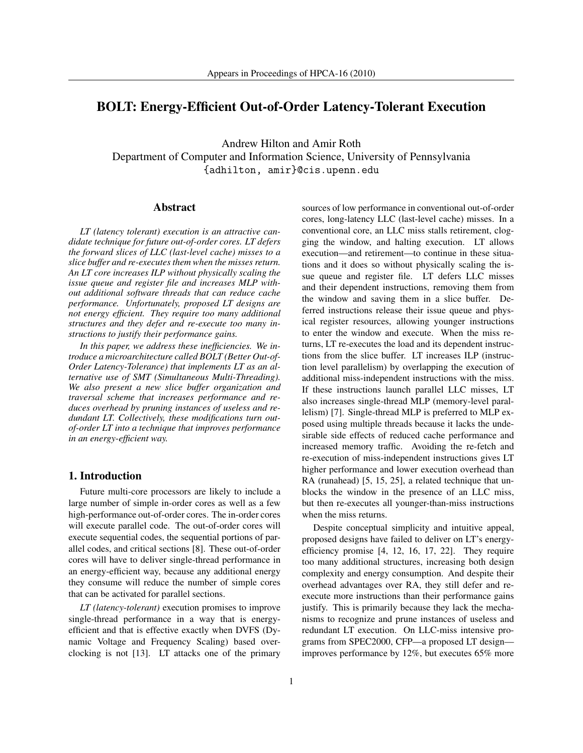# BOLT: Energy-Efficient Out-of-Order Latency-Tolerant Execution

Andrew Hilton and Amir Roth
Department of Computer and Information Science, University of Pennsylvania
{adhilton, amir}@cis.upenn.edu

## Abstract

*LT (latency tolerant) execution is an attractive candidate technique for future out-of-order cores. LT defers the forward slices of LLC (last-level cache) misses to a slice buffer and re-executes them when the misses return. An LT core increases ILP without physically scaling the issue queue and register file and increases MLP without additional software threads that can reduce cache performance. Unfortunately, proposed LT designs are not energy efficient. They require too many additional structures and they defer and re-execute too many instructions to justify their performance gains.*

*In this paper, we address these inefficiencies. We introduce a microarchitecture called BOLT (Better Out-of-Order Latency-Tolerance) that implements LT as an alternative use of SMT (Simultaneous Multi-Threading). We also present a new slice buffer organization and traversal scheme that increases performance and reduces overhead by pruning instances of useless and redundant LT. Collectively, these modifications turn out-of-order LT into a technique that improves performance in an energy-efficient way.*

## 1. Introduction

Future multi-core processors are likely to include a large number of simple in-order cores as well as a few high-performance out-of-order cores. The in-order cores will execute parallel code. The out-of-order cores will execute sequential codes, the sequential portions of parallel codes, and critical sections [8]. These out-of-order cores will have to deliver single-thread performance in an energy-efficient way, because any additional energy they consume will reduce the number of simple cores that can be activated for parallel sections.

*LT (latency-tolerant)* execution promises to improve single-thread performance in a way that is energy-efficient and that is effective exactly when DVFS (Dynamic Voltage and Frequency Scaling) based overclocking is not [13]. LT attacks one of the primary sources of low performance in conventional out-of-order cores, long-latency LLC (last-level cache) misses. In a conventional core, an LLC miss stalls retirement, clogging the window, and halting execution. LT allows execution—and retirement—to continue in these situations and it does so without physically scaling the issue queue and register file. LT defers LLC misses and their dependent instructions, removing them from the window and saving them in a slice buffer. Deferred instructions release their issue queue and physical register resources, allowing younger instructions to enter the window and execute. When the miss returns, LT re-executes the load and its dependent instructions from the slice buffer. LT increases ILP (instruction level parallelism) by overlapping the execution of additional miss-independent instructions with the miss. If these instructions launch parallel LLC misses, LT also increases single-thread MLP (memory-level parallelism) [7]. Single-thread MLP is preferred to MLP exposed using multiple threads because it lacks the undesirable side effects of reduced cache performance and increased memory traffic. Avoiding the re-fetch and re-execution of miss-independent instructions gives LT higher performance and lower execution overhead than RA (runahead) [5, 15, 25], a related technique that unblocks the window in the presence of an LLC miss, but then re-executes all younger-than-miss instructions when the miss returns.

Despite conceptual simplicity and intuitive appeal, proposed designs have failed to deliver on LT's energy-efficiency promise [4, 12, 16, 17, 22]. They require too many additional structures, increasing both design complexity and energy consumption. And despite their overhead advantages over RA, they still defer and re-execute more instructions than their performance gains justify. This is primarily because they lack the mechanisms to recognize and prune instances of useless and redundant LT execution. On LLC-miss intensive programs from SPEC2000, CFP—a proposed LT design—improves performance by 12%, but executes 65% more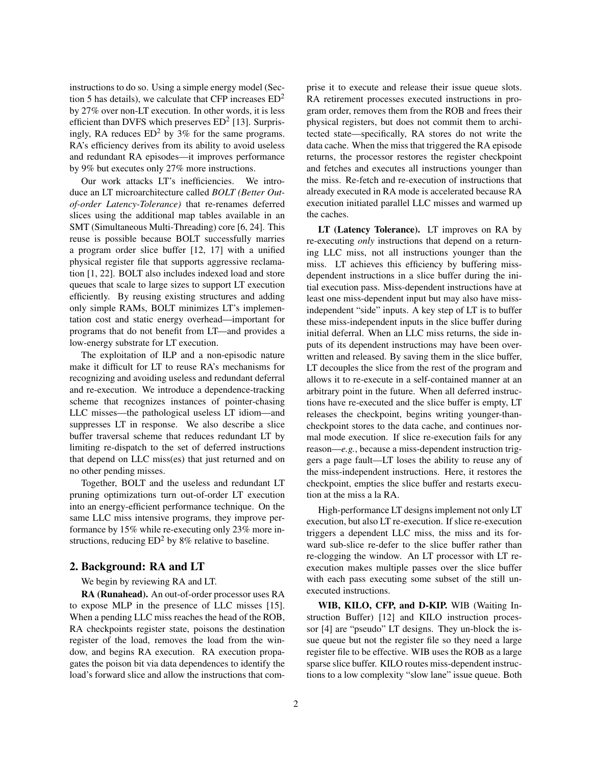instructions to do so. Using a simple energy model (Section 5 has details), we calculate that CFP increases $ED^2$ by 27% over non-LT execution. In other words, it is less efficient than DVFS which preserves $ED^2$ [13]. Surprisingly, RA reduces $ED^2$ by 3% for the same programs. RA's efficiency derives from its ability to avoid useless and redundant RA episodes—it improves performance by 9% but executes only 27% more instructions.

Our work attacks LT's inefficiencies. We introduce an LT microarchitecture called *BOLT (Better Out-of-order Latency-Tolerance)* that re-renames deferred slices using the additional map tables available in an SMT (Simultaneous Multi-Threading) core [6, 24]. This reuse is possible because BOLT successfully marries a program order slice buffer [12, 17] with a unified physical register file that supports aggressive reclamation [1, 22]. BOLT also includes indexed load and store queues that scale to large sizes to support LT execution efficiently. By reusing existing structures and adding only simple RAMs, BOLT minimizes LT's implementation cost and static energy overhead—important for programs that do not benefit from LT—and provides a low-energy substrate for LT execution.

The exploitation of ILP and a non-episodic nature make it difficult for LT to reuse RA's mechanisms for recognizing and avoiding useless and redundant deferral and re-execution. We introduce a dependence-tracking scheme that recognizes instances of pointer-chasing LLC misses—the pathological useless LT idiom—and suppresses LT in response. We also describe a slice buffer traversal scheme that reduces redundant LT by limiting re-dispatch to the set of deferred instructions that depend on LLC miss(es) that just returned and on no other pending misses.

Together, BOLT and the useless and redundant LT pruning optimizations turn out-of-order LT execution into an energy-efficient performance technique. On the same LLC miss intensive programs, they improve performance by 15% while re-executing only 23% more instructions, reducing $ED^2$ by 8% relative to baseline.

## 2. Background: RA and LT

We begin by reviewing RA and LT.

**RA (Runahead).** An out-of-order processor uses RA to expose MLP in the presence of LLC misses [15]. When a pending LLC miss reaches the head of the ROB, RA checkpoints register state, poisons the destination register of the load, removes the load from the window, and begins RA execution. RA execution propagates the poison bit via data dependences to identify the load's forward slice and allow the instructions that comprise it to execute and release their issue queue slots. RA retirement processes executed instructions in program order, removes them from the ROB and frees their physical registers, but does not commit them to architected state—specifically, RA stores do not write the data cache. When the miss that triggered the RA episode returns, the processor restores the register checkpoint and fetches and executes all instructions younger than the miss. Re-fetch and re-execution of instructions that already executed in RA mode is accelerated because RA execution initiated parallel LLC misses and warmed up the caches.

**LT (Latency Tolerance).** LT improves on RA by re-executing *only* instructions that depend on a returning LLC miss, not all instructions younger than the miss. LT achieves this efficiency by buffering miss-dependent instructions in a slice buffer during the initial execution pass. Miss-dependent instructions have at least one miss-dependent input but may also have miss-independent "side" inputs. A key step of LT is to buffer these miss-independent inputs in the slice buffer during initial deferral. When an LLC miss returns, the side inputs of its dependent instructions may have been overwritten and released. By saving them in the slice buffer, LT decouples the slice from the rest of the program and allows it to re-execute in a self-contained manner at an arbitrary point in the future. When all deferred instructions have re-executed and the slice buffer is empty, LT releases the checkpoint, begins writing younger-than-checkpoint stores to the data cache, and continues normal mode execution. If slice re-execution fails for any reason—*e.g.*, because a miss-dependent instruction triggers a page fault—LT loses the ability to reuse any of the miss-independent instructions. Here, it restores the checkpoint, empties the slice buffer and restarts execution at the miss a la RA.

High-performance LT designs implement not only LT execution, but also LT re-execution. If slice re-execution triggers a dependent LLC miss, the miss and its forward sub-slice re-defer to the slice buffer rather than re-clogging the window. An LT processor with LT re-execution makes multiple passes over the slice buffer with each pass executing some subset of the still un-executed instructions.

**WIB, KILO, CFP, and D-KIP.** WIB (Waiting Instruction Buffer) [12] and KILO instruction processor [4] are "pseudo" LT designs. They un-block the issue queue but not the register file so they need a large register file to be effective. WIB uses the ROB as a large sparse slice buffer. KILO routes miss-dependent instructions to a low complexity "slow lane" issue queue. Both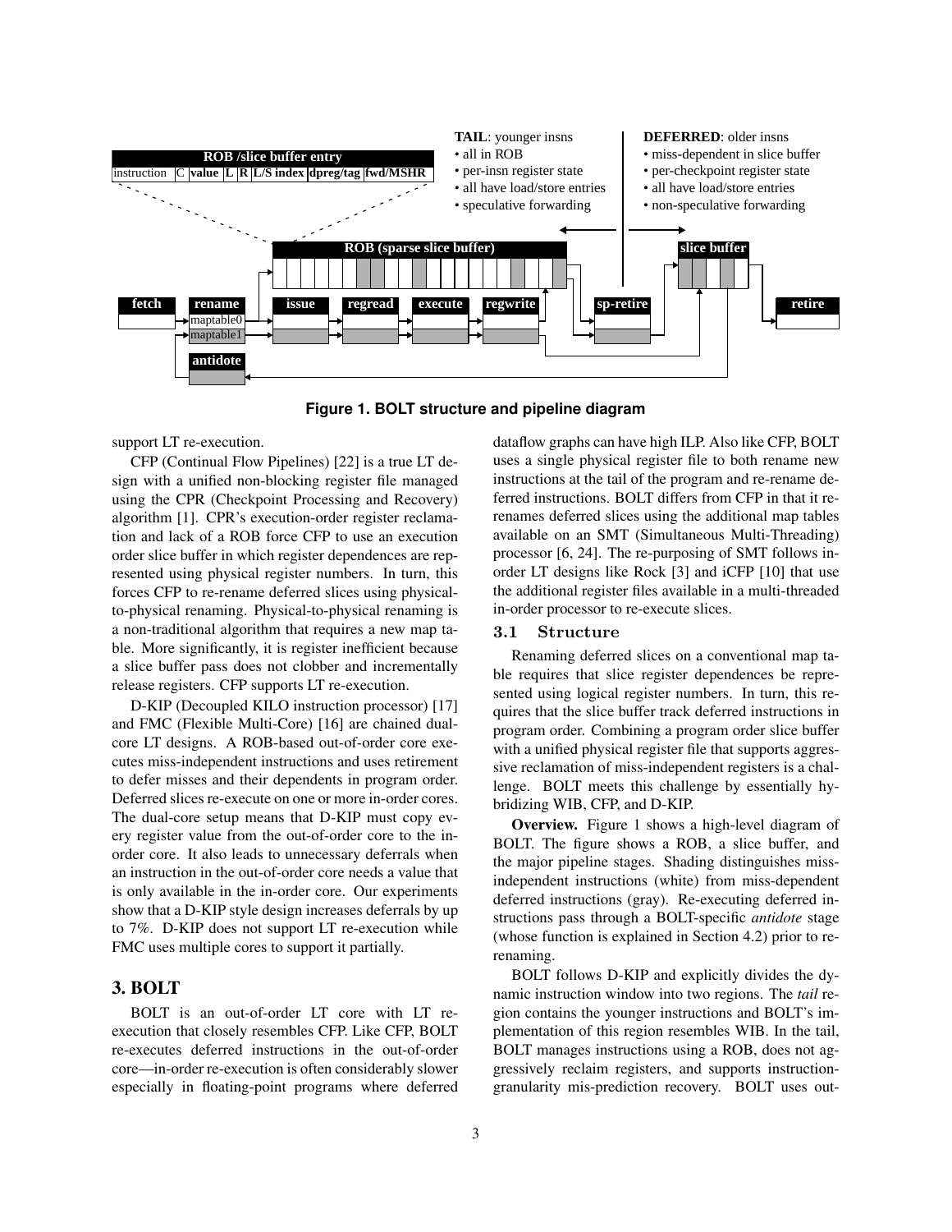**Figure 1. BOLT structure and pipeline diagram**

support LT re-execution.

CFP (Continual Flow Pipelines) [22] is a true LT design with a unified non-blocking register file managed using the CPR (Checkpoint Processing and Recovery) algorithm [1]. CPR's execution-order register reclamation and lack of a ROB force CFP to use an execution order slice buffer in which register dependences are represented using physical register numbers. In turn, this forces CFP to re-rename deferred slices using physical-to-physical renaming. Physical-to-physical renaming is a non-traditional algorithm that requires a new map table. More significantly, it is register inefficient because a slice buffer pass does not clobber and incrementally release registers. CFP supports LT re-execution.

D-KIP (Decoupled KILO instruction processor) [17] and FMC (Flexible Multi-Core) [16] are chained dual-core LT designs. A ROB-based out-of-order core executes miss-independent instructions and uses retirement to defer misses and their dependents in program order. Deferred slices re-execute on one or more in-order cores. The dual-core setup means that D-KIP must copy every register value from the out-of-order core to the in-order core. It also leads to unnecessary deferrals when an instruction in the out-of-order core needs a value that is only available in the in-order core. Our experiments show that a D-KIP style design increases deferrals by up to 7%. D-KIP does not support LT re-execution while FMC uses multiple cores to support it partially.

## 3. BOLT

BOLT is an out-of-order LT core with LT re-execution that closely resembles CFP. Like CFP, BOLT re-executes deferred instructions in the out-of-order core—in-order re-execution is often considerably slower especially in floating-point programs where deferred dataflow graphs can have high ILP. Also like CFP, BOLT uses a single physical register file to both rename new instructions at the tail of the program and re-rename deferred instructions. BOLT differs from CFP in that it re-renames deferred slices using the additional map tables available on an SMT (Simultaneous Multi-Threading) processor [6, 24]. The re-purposing of SMT follows in-order LT designs like Rock [3] and iCFP [10] that use the additional register files available in a multi-threaded in-order processor to re-execute slices.

### 3.1 Structure

Renaming deferred slices on a conventional map table requires that slice register dependences be represented using logical register numbers. In turn, this requires that the slice buffer track deferred instructions in program order. Combining a program order slice buffer with a unified physical register file that supports aggressive reclamation of miss-independent registers is a challenge. BOLT meets this challenge by essentially hybridizing WIB, CFP, and D-KIP.

**Overview.** Figure 1 shows a high-level diagram of BOLT. The figure shows a ROB, a slice buffer, and the major pipeline stages. Shading distinguishes miss-independent instructions (white) from miss-dependent deferred instructions (gray). Re-executing deferred instructions pass through a BOLT-specific *antidote* stage (whose function is explained in Section 4.2) prior to re-renaming.

BOLT follows D-KIP and explicitly divides the dynamic instruction window into two regions. The *tail* region contains the younger instructions and BOLT's implementation of this region resembles WIB. In the tail, BOLT manages instructions using a ROB, does not aggressively reclaim registers, and supports instruction-granularity mis-prediction recovery. BOLT uses out-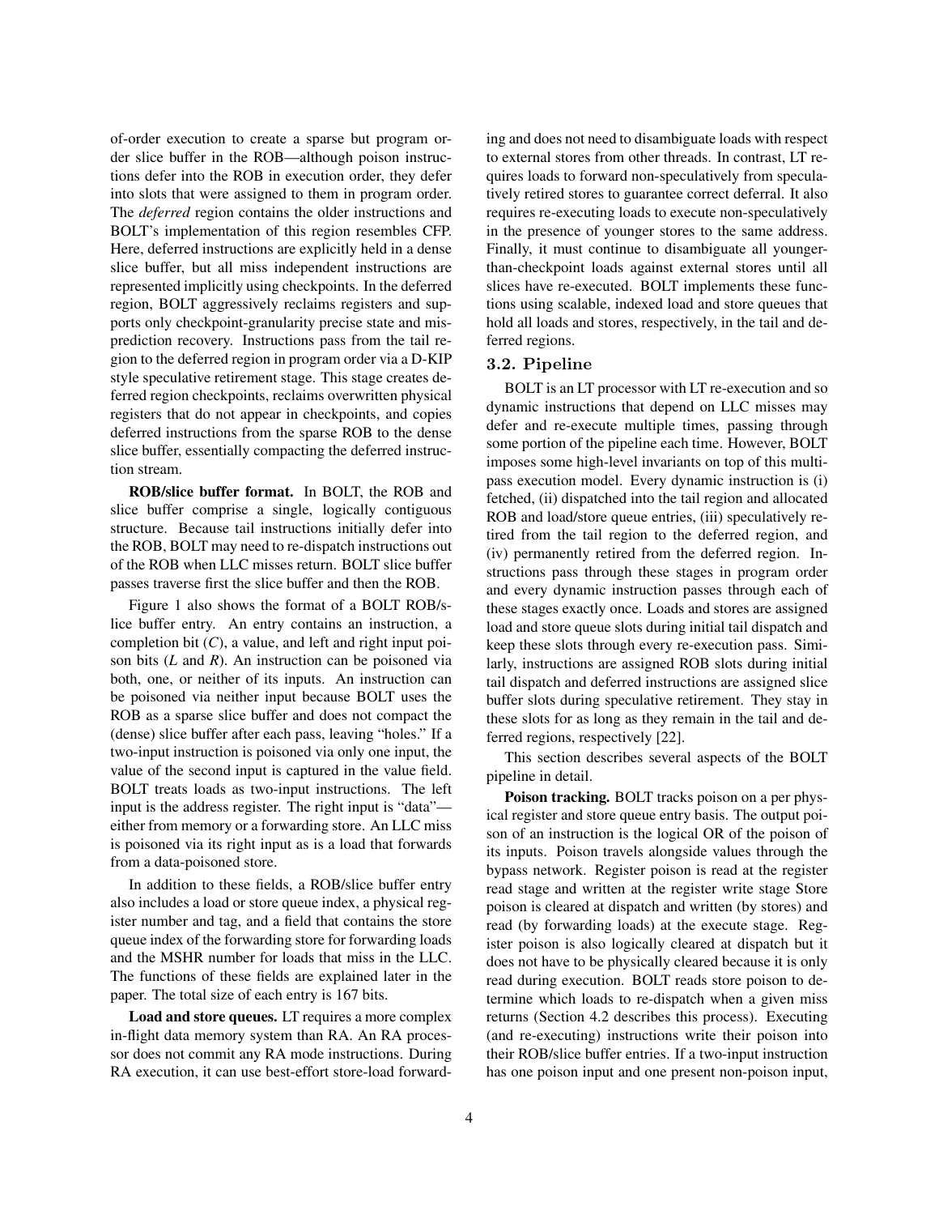of-order execution to create a sparse but program order slice buffer in the ROB—although poison instructions defer into the ROB in execution order, they defer into slots that were assigned to them in program order. The *deferred* region contains the older instructions and BOLT's implementation of this region resembles CFP. Here, deferred instructions are explicitly held in a dense slice buffer, but all miss independent instructions are represented implicitly using checkpoints. In the deferred region, BOLT aggressively reclaims registers and supports only checkpoint-granularity precise state and misprediction recovery. Instructions pass from the tail region to the deferred region in program order via a D-KIP style speculative retirement stage. This stage creates deferred region checkpoints, reclaims overwritten physical registers that do not appear in checkpoints, and copies deferred instructions from the sparse ROB to the dense slice buffer, essentially compacting the deferred instruction stream.

**ROB/slice buffer format.** In BOLT, the ROB and slice buffer comprise a single, logically contiguous structure. Because tail instructions initially defer into the ROB, BOLT may need to re-dispatch instructions out of the ROB when LLC misses return. BOLT slice buffer passes traverse first the slice buffer and then the ROB.

Figure 1 also shows the format of a BOLT ROB/slice buffer entry. An entry contains an instruction, a completion bit (*C*), a value, and left and right input poison bits (*L* and *R*). An instruction can be poisoned via both, one, or neither of its inputs. An instruction can be poisoned via neither input because BOLT uses the ROB as a sparse slice buffer and does not compact the (dense) slice buffer after each pass, leaving "holes." If a two-input instruction is poisoned via only one input, the value of the second input is captured in the value field. BOLT treats loads as two-input instructions. The left input is the address register. The right input is "data"—either from memory or a forwarding store. An LLC miss is poisoned via its right input as is a load that forwards from a data-poisoned store.

In addition to these fields, a ROB/slice buffer entry also includes a load or store queue index, a physical register number and tag, and a field that contains the store queue index of the forwarding store for forwarding loads and the MSHR number for loads that miss in the LLC. The functions of these fields are explained later in the paper. The total size of each entry is 167 bits.

**Load and store queues.** LT requires a more complex in-flight data memory system than RA. An RA processor does not commit any RA mode instructions. During RA execution, it can use best-effort store-load forwarding and does not need to disambiguate loads with respect to external stores from other threads. In contrast, LT requires loads to forward non-speculatively from speculatively retired stores to guarantee correct deferral. It also requires re-executing loads to execute non-speculatively in the presence of younger stores to the same address. Finally, it must continue to disambiguate all younger-than-checkpoint loads against external stores until all slices have re-executed. BOLT implements these functions using scalable, indexed load and store queues that hold all loads and stores, respectively, in the tail and deferred regions.

### 3.2. Pipeline

BOLT is an LT processor with LT re-execution and so dynamic instructions that depend on LLC misses may defer and re-execute multiple times, passing through some portion of the pipeline each time. However, BOLT imposes some high-level invariants on top of this multipass execution model. Every dynamic instruction is (i) fetched, (ii) dispatched into the tail region and allocated ROB and load/store queue entries, (iii) speculatively retired from the tail region to the deferred region, and (iv) permanently retired from the deferred region. Instructions pass through these stages in program order and every dynamic instruction passes through each of these stages exactly once. Loads and stores are assigned load and store queue slots during initial tail dispatch and keep these slots through every re-execution pass. Similarly, instructions are assigned ROB slots during initial tail dispatch and deferred instructions are assigned slice buffer slots during speculative retirement. They stay in these slots for as long as they remain in the tail and deferred regions, respectively [22].

This section describes several aspects of the BOLT pipeline in detail.

**Poison tracking.** BOLT tracks poison on a per physical register and store queue entry basis. The output poison of an instruction is the logical OR of the poison of its inputs. Poison travels alongside values through the bypass network. Register poison is read at the register read stage and written at the register write stage Store poison is cleared at dispatch and written (by stores) and read (by forwarding loads) at the execute stage. Register poison is also logically cleared at dispatch but it does not have to be physically cleared because it is only read during execution. BOLT reads store poison to determine which loads to re-dispatch when a given miss returns (Section 4.2 describes this process). Executing (and re-executing) instructions write their poison into their ROB/slice buffer entries. If a two-input instruction has one poison input and one present non-poison input,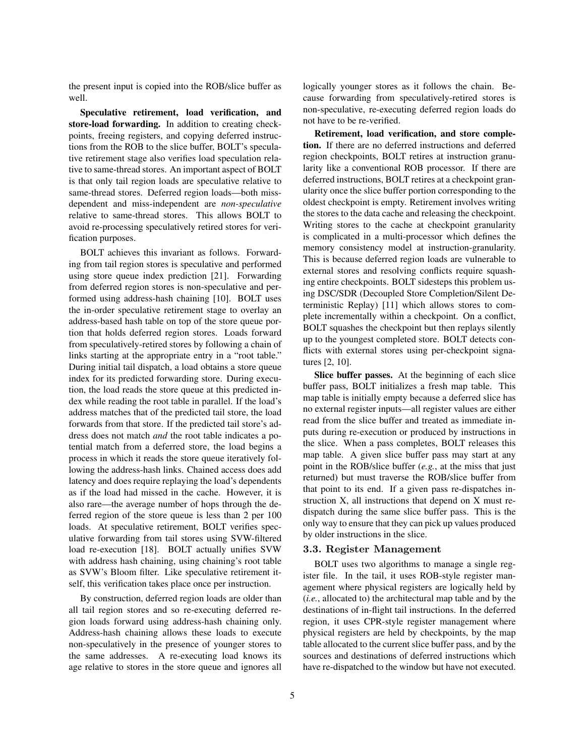the present input is copied into the ROB/slice buffer as well.

**Speculative retirement, load verification, and store-load forwarding.** In addition to creating checkpoints, freeing registers, and copying deferred instructions from the ROB to the slice buffer, BOLT's speculative retirement stage also verifies load speculation relative to same-thread stores. An important aspect of BOLT is that only tail region loads are speculative relative to same-thread stores. Deferred region loads—both miss-dependent and miss-independent are *non-speculative* relative to same-thread stores. This allows BOLT to avoid re-processing speculatively retired stores for verification purposes.

BOLT achieves this invariant as follows. Forwarding from tail region stores is speculative and performed using store queue index prediction [21]. Forwarding from deferred region stores is non-speculative and performed using address-hash chaining [10]. BOLT uses the in-order speculative retirement stage to overlay an address-based hash table on top of the store queue portion that holds deferred region stores. Loads forward from speculatively-retired stores by following a chain of links starting at the appropriate entry in a "root table." During initial tail dispatch, a load obtains a store queue index for its predicted forwarding store. During execution, the load reads the store queue at this predicted index while reading the root table in parallel. If the load's address matches that of the predicted tail store, the load forwards from that store. If the predicted tail store's address does not match *and* the root table indicates a potential match from a deferred store, the load begins a process in which it reads the store queue iteratively following the address-hash links. Chained access does add latency and does require replaying the load's dependents as if the load had missed in the cache. However, it is also rare—the average number of hops through the deferred region of the store queue is less than 2 per 100 loads. At speculative retirement, BOLT verifies speculative forwarding from tail stores using SVW-filtered load re-execution [18]. BOLT actually unifies SVW with address hash chaining, using chaining's root table as SVW's Bloom filter. Like speculative retirement itself, this verification takes place once per instruction.

By construction, deferred region loads are older than all tail region stores and so re-executing deferred region loads forward using address-hash chaining only. Address-hash chaining allows these loads to execute non-speculatively in the presence of younger stores to the same addresses. A re-executing load knows its age relative to stores in the store queue and ignores all logically younger stores as it follows the chain. Because forwarding from speculatively-retired stores is non-speculative, re-executing deferred region loads do not have to be re-verified.

**Retirement, load verification, and store completion.** If there are no deferred instructions and deferred region checkpoints, BOLT retires at instruction granularity like a conventional ROB processor. If there are deferred instructions, BOLT retires at a checkpoint granularity once the slice buffer portion corresponding to the oldest checkpoint is empty. Retirement involves writing the stores to the data cache and releasing the checkpoint. Writing stores to the cache at checkpoint granularity is complicated in a multi-processor which defines the memory consistency model at instruction-granularity. This is because deferred region loads are vulnerable to external stores and resolving conflicts require squashing entire checkpoints. BOLT sidesteps this problem using DSC/SDR (Decoupled Store Completion/Silent Deterministic Replay) [11] which allows stores to complete incrementally within a checkpoint. On a conflict, BOLT squashes the checkpoint but then replays silently up to the youngest completed store. BOLT detects conflicts with external stores using per-checkpoint signatures [2, 10].

**Slice buffer passes.** At the beginning of each slice buffer pass, BOLT initializes a fresh map table. This map table is initially empty because a deferred slice has no external register inputs—all register values are either read from the slice buffer and treated as immediate inputs during re-execution or produced by instructions in the slice. When a pass completes, BOLT releases this map table. A given slice buffer pass may start at any point in the ROB/slice buffer (*e.g.*, at the miss that just returned) but must traverse the ROB/slice buffer from that point to its end. If a given pass re-dispatches instruction X, all instructions that depend on X must re-dispatch during the same slice buffer pass. This is the only way to ensure that they can pick up values produced by older instructions in the slice.

### 3.3. Register Management

BOLT uses two algorithms to manage a single register file. In the tail, it uses ROB-style register management where physical registers are logically held by (*i.e.*, allocated to) the architectural map table and by the destinations of in-flight tail instructions. In the deferred region, it uses CPR-style register management where physical registers are held by checkpoints, by the map table allocated to the current slice buffer pass, and by the sources and destinations of deferred instructions which have re-dispatched to the window but have not executed.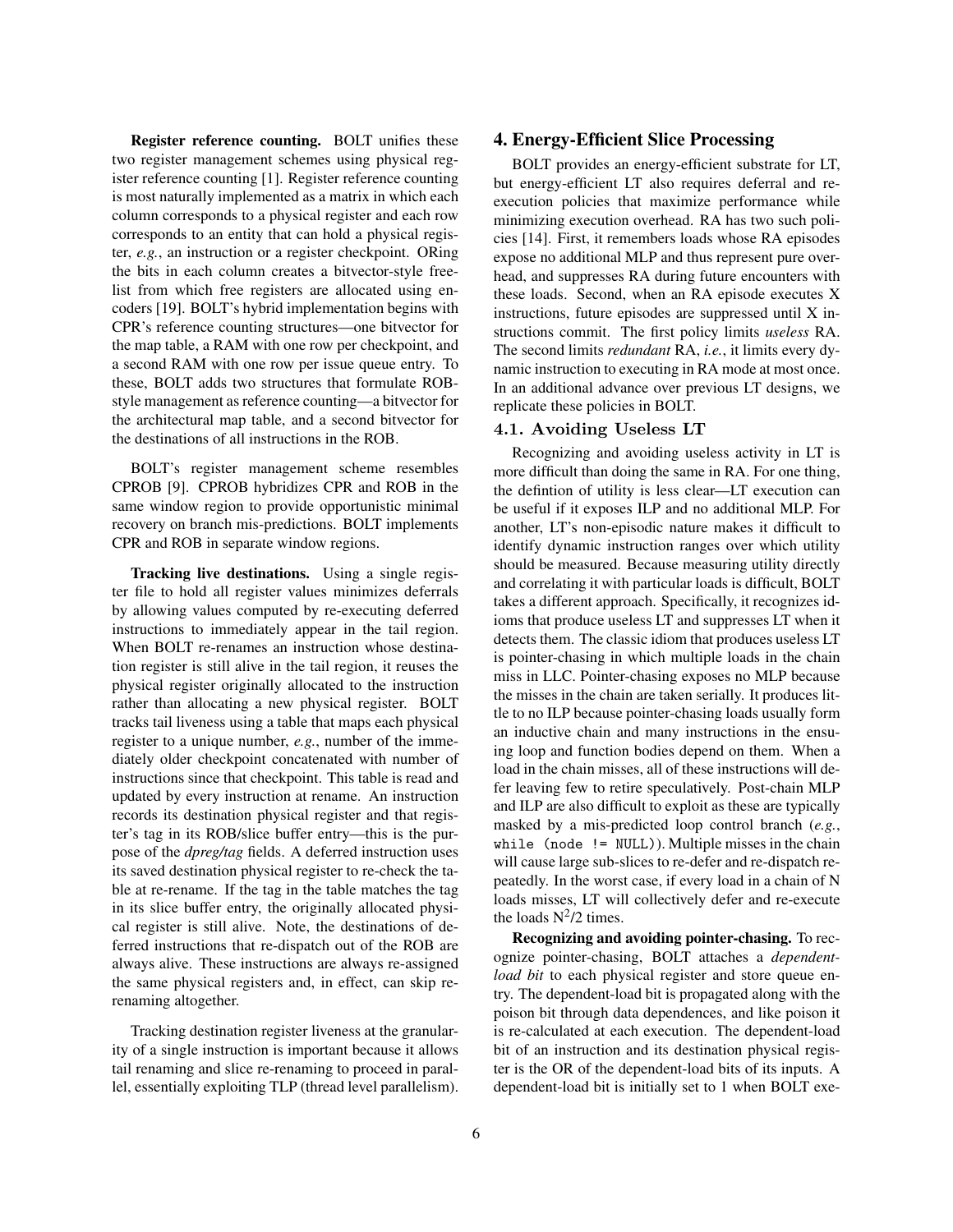**Register reference counting.** BOLT unifies these two register management schemes using physical register reference counting [1]. Register reference counting is most naturally implemented as a matrix in which each column corresponds to a physical register and each row corresponds to an entity that can hold a physical register, *e.g.*, an instruction or a register checkpoint. ORing the bits in each column creates a bitvector-style freelist from which free registers are allocated using encoders [19]. BOLT's hybrid implementation begins with CPR's reference counting structures—one bitvector for the map table, a RAM with one row per checkpoint, and a second RAM with one row per issue queue entry. To these, BOLT adds two structures that formulate ROB-style management as reference counting—a bitvector for the architectural map table, and a second bitvector for the destinations of all instructions in the ROB.

BOLT's register management scheme resembles CPROB [9]. CPROB hybridizes CPR and ROB in the same window region to provide opportunistic minimal recovery on branch mis-predictions. BOLT implements CPR and ROB in separate window regions.

**Tracking live destinations.** Using a single register file to hold all register values minimizes deferrals by allowing values computed by re-executing deferred instructions to immediately appear in the tail region. When BOLT re-renames an instruction whose destination register is still alive in the tail region, it reuses the physical register originally allocated to the instruction rather than allocating a new physical register. BOLT tracks tail liveness using a table that maps each physical register to a unique number, *e.g.*, number of the immediately older checkpoint concatenated with number of instructions since that checkpoint. This table is read and updated by every instruction at rename. An instruction records its destination physical register and that register's tag in its ROB/slice buffer entry—this is the purpose of the *dpreg/tag* fields. A deferred instruction uses its saved destination physical register to re-check the table at re-rename. If the tag in the table matches the tag in its slice buffer entry, the originally allocated physical register is still alive. Note, the destinations of deferred instructions that re-dispatch out of the ROB are always alive. These instructions are always re-assigned the same physical registers and, in effect, can skip re-renaming altogether.

Tracking destination register liveness at the granularity of a single instruction is important because it allows tail renaming and slice re-renaming to proceed in parallel, essentially exploiting TLP (thread level parallelism).

# 4. Energy-Efficient Slice Processing

BOLT provides an energy-efficient substrate for LT, but energy-efficient LT also requires deferral and re-execution policies that maximize performance while minimizing execution overhead. RA has two such policies [14]. First, it remembers loads whose RA episodes expose no additional MLP and thus represent pure overhead, and suppresses RA during future encounters with these loads. Second, when an RA episode executes X instructions, future episodes are suppressed until X instructions commit. The first policy limits *useless* RA. The second limits *redundant* RA, *i.e.*, it limits every dynamic instruction to executing in RA mode at most once. In an additional advance over previous LT designs, we replicate these policies in BOLT.

## 4.1. Avoiding Useless LT

Recognizing and avoiding useless activity in LT is more difficult than doing the same in RA. For one thing, the defintion of utility is less clear—LT execution can be useful if it exposes ILP and no additional MLP. For another, LT's non-episodic nature makes it difficult to identify dynamic instruction ranges over which utility should be measured. Because measuring utility directly and correlating it with particular loads is difficult, BOLT takes a different approach. Specifically, it recognizes idioms that produce useless LT and suppresses LT when it detects them. The classic idiom that produces useless LT is pointer-chasing in which multiple loads in the chain miss in LLC. Pointer-chasing exposes no MLP because the misses in the chain are taken serially. It produces little to no ILP because pointer-chasing loads usually form an inductive chain and many instructions in the ensuing loop and function bodies depend on them. When a load in the chain misses, all of these instructions will defer leaving few to retire speculatively. Post-chain MLP and ILP are also difficult to exploit as these are typically masked by a mis-predicted loop control branch (*e.g.*, `while (node != NULL)`). Multiple misses in the chain will cause large sub-slices to re-defer and re-dispatch repeatedly. In the worst case, if every load in a chain of N loads misses, LT will collectively defer and re-execute the loads $N^2/2$ times.

**Recognizing and avoiding pointer-chasing.** To recognize pointer-chasing, BOLT attaches a *dependent-load bit* to each physical register and store queue entry. The dependent-load bit is propagated along with the poison bit through data dependences, and like poison it is re-calculated at each execution. The dependent-load bit of an instruction and its destination physical register is the OR of the dependent-load bits of its inputs. A dependent-load bit is initially set to 1 when BOLT exe-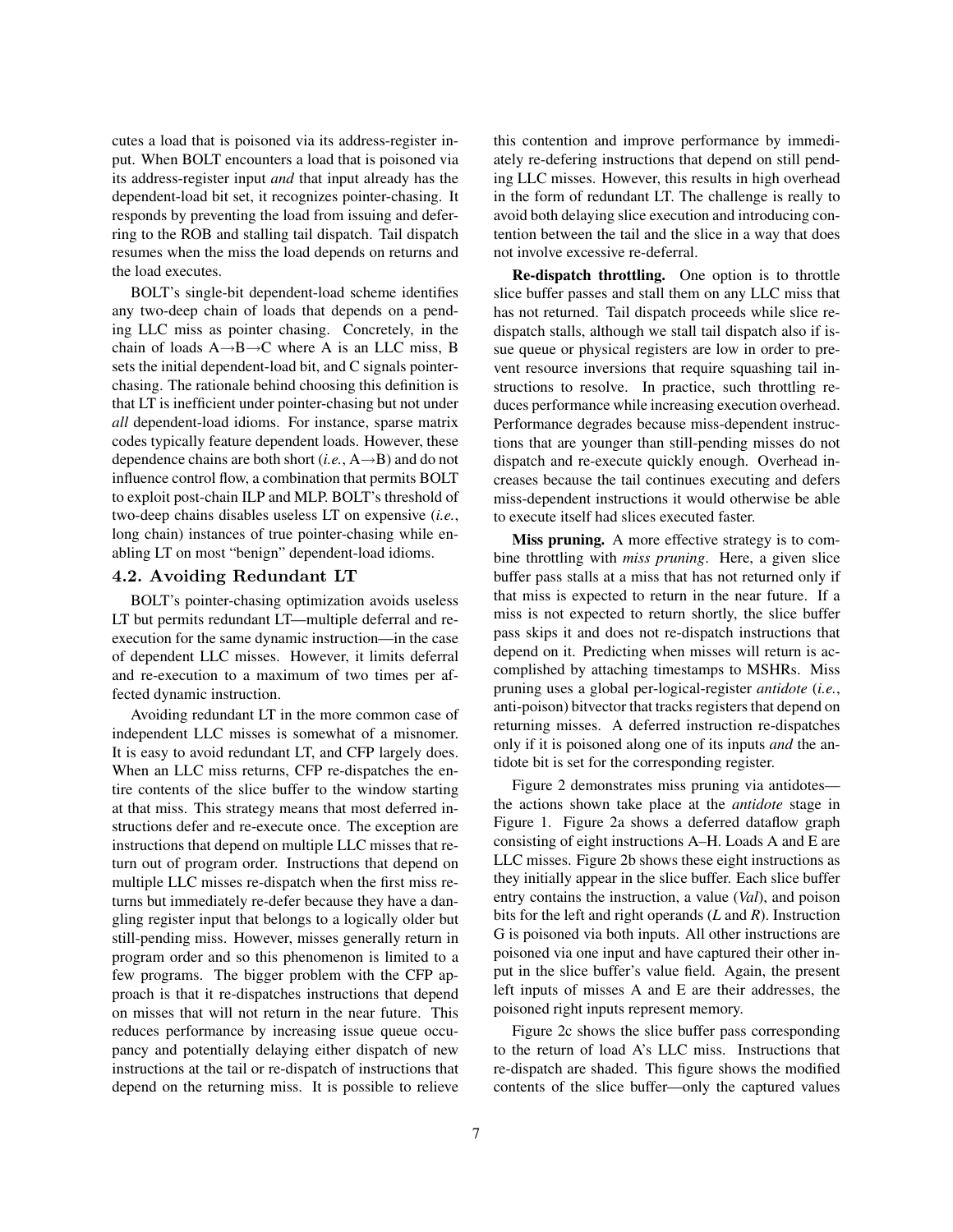cutes a load that is poisoned via its address-register input. When BOLT encounters a load that is poisoned via its address-register input *and* that input already has the dependent-load bit set, it recognizes pointer-chasing. It responds by preventing the load from issuing and deferring to the ROB and stalling tail dispatch. Tail dispatch resumes when the miss the load depends on returns and the load executes.

BOLT's single-bit dependent-load scheme identifies any two-deep chain of loads that depends on a pending LLC miss as pointer chasing. Concretely, in the chain of loads A→B→C where A is an LLC miss, B sets the initial dependent-load bit, and C signals pointer-chasing. The rationale behind choosing this definition is that LT is inefficient under pointer-chasing but not under *all* dependent-load idioms. For instance, sparse matrix codes typically feature dependent loads. However, these dependence chains are both short (*i.e.*, A→B) and do not influence control flow, a combination that permits BOLT to exploit post-chain ILP and MLP. BOLT's threshold of two-deep chains disables useless LT on expensive (*i.e.*, long chain) instances of true pointer-chasing while enabling LT on most "benign" dependent-load idioms.

### 4.2. Avoiding Redundant LT

BOLT's pointer-chasing optimization avoids useless LT but permits redundant LT—multiple deferral and re-execution for the same dynamic instruction—in the case of dependent LLC misses. However, it limits deferral and re-execution to a maximum of two times per affected dynamic instruction.

Avoiding redundant LT in the more common case of independent LLC misses is somewhat of a misnomer. It is easy to avoid redundant LT, and CFP largely does. When an LLC miss returns, CFP re-dispatches the entire contents of the slice buffer to the window starting at that miss. This strategy means that most deferred instructions defer and re-execute once. The exception are instructions that depend on multiple LLC misses that return out of program order. Instructions that depend on multiple LLC misses re-dispatch when the first miss returns but immediately re-defer because they have a dangling register input that belongs to a logically older but still-pending miss. However, misses generally return in program order and so this phenomenon is limited to a few programs. The bigger problem with the CFP approach is that it re-dispatches instructions that depend on misses that will not return in the near future. This reduces performance by increasing issue queue occupancy and potentially delaying either dispatch of new instructions at the tail or re-dispatch of instructions that depend on the returning miss. It is possible to relieve this contention and improve performance by immediately re-defering instructions that depend on still pending LLC misses. However, this results in high overhead in the form of redundant LT. The challenge is really to avoid both delaying slice execution and introducing contention between the tail and the slice in a way that does not involve excessive re-deferral.

**Re-dispatch throttling.** One option is to throttle slice buffer passes and stall them on any LLC miss that has not returned. Tail dispatch proceeds while slice re-dispatch stalls, although we stall tail dispatch also if issue queue or physical registers are low in order to prevent resource inversions that require squashing tail instructions to resolve. In practice, such throttling reduces performance while increasing execution overhead. Performance degrades because miss-dependent instructions that are younger than still-pending misses do not dispatch and re-execute quickly enough. Overhead increases because the tail continues executing and defers miss-dependent instructions it would otherwise be able to execute itself had slices executed faster.

**Miss pruning.** A more effective strategy is to combine throttling with *miss pruning*. Here, a given slice buffer pass stalls at a miss that has not returned only if that miss is expected to return in the near future. If a miss is not expected to return shortly, the slice buffer pass skips it and does not re-dispatch instructions that depend on it. Predicting when misses will return is accomplished by attaching timestamps to MSHRs. Miss pruning uses a global per-logical-register *antidote* (*i.e.*, anti-poison) bitvector that tracks registers that depend on returning misses. A deferred instruction re-dispatches only if it is poisoned along one of its inputs *and* the antidote bit is set for the corresponding register.

Figure 2 demonstrates miss pruning via antidotes—the actions shown take place at the *antidote* stage in Figure 1. Figure 2a shows a deferred dataflow graph consisting of eight instructions A–H. Loads A and E are LLC misses. Figure 2b shows these eight instructions as they initially appear in the slice buffer. Each slice buffer entry contains the instruction, a value (*Val*), and poison bits for the left and right operands (*L* and *R*). Instruction G is poisoned via both inputs. All other instructions are poisoned via one input and have captured their other input in the slice buffer's value field. Again, the present left inputs of misses A and E are their addresses, the poisoned right inputs represent memory.

Figure 2c shows the slice buffer pass corresponding to the return of load A's LLC miss. Instructions that re-dispatch are shaded. This figure shows the modified contents of the slice buffer—only the captured values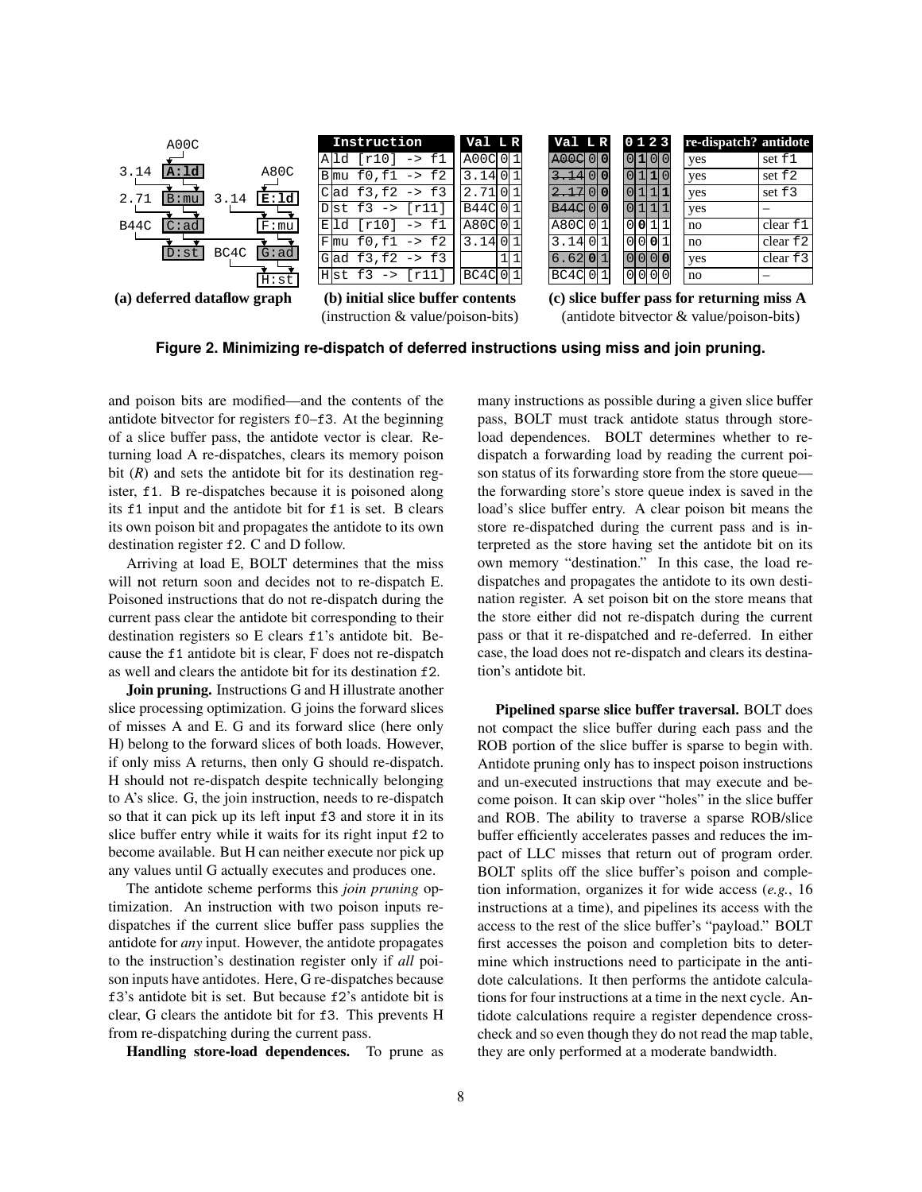| Instruction | Val | L | R |
| --- | --- | --- | --- |
| A ld [r10] -> f1 | A00C | 0 | 1 |
| B mu f0,f1 -> f2 | 3.14 | 0 | 1 |
| C ad f3,f2 -> f3 | 2.71 | 0 | 1 |
| D st f3 -> [r11] | B44C | 0 | 1 |
| E ld [r10] -> f1 | A80C | 0 | 1 |
| F mu f0,f1 -> f2 | 3.14 | 0 | 1 |
| G ad f3,f2 -> f3 | | 1 | 1 |
| H st f3 -> [r11] | BC4C | 0 | 1 |

**(a) deferred dataflow graph**

**(b) initial slice buffer contents**
(instruction & value/poison-bits)

| Val | L | R | 0 | 1 | 2 | 3 | re-dispatch? | antidote |
| --- | --- | --- | --- | --- | --- | --- | --- | --- |
| A00C | 0 | **0** | 0 | **1** | 0 | 0 | yes | set f1 |
| 3.14 | 0 | **0** | 0 | 1 | **1** | 0 | yes | set f2 |
| 2.17 | 0 | **0** | 0 | 1 | 1 | **1** | yes | set f3 |
| B44C | 0 | **0** | 0 | 1 | 1 | 1 | yes | – |
| A80C | 0 | 1 | 0 | **0** | 1 | 1 | no | clear f1 |
| 3.14 | 0 | 1 | 0 | 0 | **0** | 1 | no | clear f2 |
| 6.62 | **0** | 1 | 0 | 0 | 0 | **0** | yes | clear f3 |
| BC4C | 0 | 1 | 0 | 0 | 0 | 0 | no | – |

**(c) slice buffer pass for returning miss A**
(antidote bitvector & value/poison-bits)

**Figure 2. Minimizing re-dispatch of deferred instructions using miss and join pruning.**

and poison bits are modified—and the contents of the antidote bitvector for registers f0–f3. At the beginning of a slice buffer pass, the antidote vector is clear. Returning load A re-dispatches, clears its memory poison bit (*R*) and sets the antidote bit for its destination register, f1. B re-dispatches because it is poisoned along its f1 input and the antidote bit for f1 is set. B clears its own poison bit and propagates the antidote to its own destination register f2. C and D follow.

Arriving at load E, BOLT determines that the miss will not return soon and decides not to re-dispatch E. Poisoned instructions that do not re-dispatch during the current pass clear the antidote bit corresponding to their destination registers so E clears f1's antidote bit. Because the f1 antidote bit is clear, F does not re-dispatch as well and clears the antidote bit for its destination f2.

**Join pruning.** Instructions G and H illustrate another slice processing optimization. G joins the forward slices of misses A and E. G and its forward slice (here only H) belong to the forward slices of both loads. However, if only miss A returns, then only G should re-dispatch. H should not re-dispatch despite technically belonging to A's slice. G, the join instruction, needs to re-dispatch so that it can pick up its left input f3 and store it in its slice buffer entry while it waits for its right input f2 to become available. But H can neither execute nor pick up any values until G actually executes and produces one.

The antidote scheme performs this *join pruning* optimization. An instruction with two poison inputs re-dispatches if the current slice buffer pass supplies the antidote for *any* input. However, the antidote propagates to the instruction's destination register only if *all* poison inputs have antidotes. Here, G re-dispatches because f3's antidote bit is set. But because f2's antidote bit is clear, G clears the antidote bit for f3. This prevents H from re-dispatching during the current pass.

**Handling store-load dependences.** To prune as many instructions as possible during a given slice buffer pass, BOLT must track antidote status through store-load dependences. BOLT determines whether to re-dispatch a forwarding load by reading the current poison status of its forwarding store from the store queue—the forwarding store's store queue index is saved in the load's slice buffer entry. A clear poison bit means the store re-dispatched during the current pass and is interpreted as the store having set the antidote bit on its own memory "destination." In this case, the load re-dispatches and propagates the antidote to its own destination register. A set poison bit on the store means that the store either did not re-dispatch during the current pass or that it re-dispatched and re-deferred. In either case, the load does not re-dispatch and clears its destination's antidote bit.

**Pipelined sparse slice buffer traversal.** BOLT does not compact the slice buffer during each pass and the ROB portion of the slice buffer is sparse to begin with. Antidote pruning only has to inspect poison instructions and un-executed instructions that may execute and become poison. It can skip over "holes" in the slice buffer and ROB. The ability to traverse a sparse ROB/slice buffer efficiently accelerates passes and reduces the impact of LLC misses that return out of program order. BOLT splits off the slice buffer's poison and completion information, organizes it for wide access (*e.g.*, 16 instructions at a time), and pipelines its access with the access to the rest of the slice buffer's "payload." BOLT first accesses the poison and completion bits to determine which instructions need to participate in the antidote calculations. It then performs the antidote calculations for four instructions at a time in the next cycle. Antidote calculations require a register dependence cross-check and so even though they do not read the map table, they are only performed at a moderate bandwidth.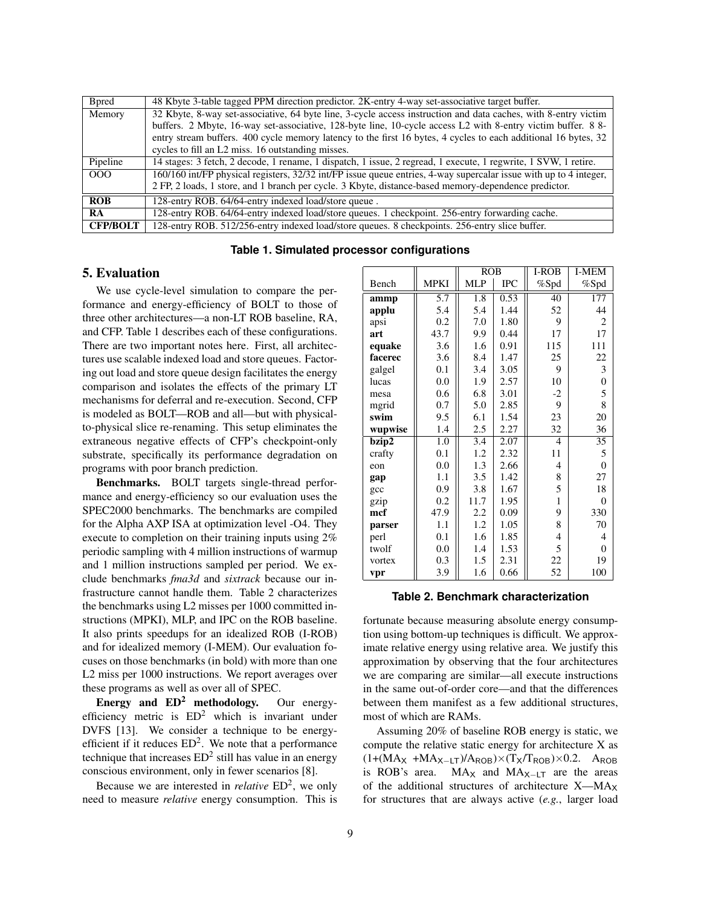| | |
|---|---|
| Bpred | 48 Kbyte 3-table tagged PPM direction predictor. 2K-entry 4-way set-associative target buffer. |
| Memory | 32 Kbyte, 8-way set-associative, 64 byte line, 3-cycle access instruction and data caches, with 8-entry victim buffers. 2 Mbyte, 16-way set-associative, 128-byte line, 10-cycle access L2 with 8-entry victim buffer. 8 8-entry stream buffers. 400 cycle memory latency to the first 16 bytes, 4 cycles to each additional 16 bytes, 32 cycles to fill an L2 miss. 16 outstanding misses. |
| Pipeline | 14 stages: 3 fetch, 2 decode, 1 rename, 1 dispatch, 1 issue, 2 regread, 1 execute, 1 regwrite, 1 SVW, 1 retire. |
| OOO | 160/160 int/FP physical registers, 32/32 int/FP issue queue entries, 4-way supercalar issue with up to 4 integer, 2 FP, 2 loads, 1 store, and 1 branch per cycle. 3 Kbyte, distance-based memory-dependence predictor. |
| **ROB** | 128-entry ROB. 64/64-entry indexed load/store queue . |
| **RA** | 128-entry ROB. 64/64-entry indexed load/store queues. 1 checkpoint. 256-entry forwarding cache. |
| **CFP/BOLT** | 128-entry ROB. 512/256-entry indexed load/store queues. 8 checkpoints. 256-entry slice buffer. |

**Table 1. Simulated processor configurations**

## 5. Evaluation

We use cycle-level simulation to compare the performance and energy-efficiency of BOLT to those of three other architectures—a non-LT ROB baseline, RA, and CFP. Table 1 describes each of these configurations. There are two important notes here. First, all architectures use scalable indexed load and store queues. Factoring out load and store queue design facilitates the energy comparison and isolates the effects of the primary LT mechanisms for deferral and re-execution. Second, CFP is modeled as BOLT—ROB and all—but with physical-to-physical slice re-renaming. This setup eliminates the extraneous negative effects of CFP's checkpoint-only substrate, specifically its performance degradation on programs with poor branch prediction.

**Benchmarks.** BOLT targets single-thread performance and energy-efficiency so our evaluation uses the SPEC2000 benchmarks. The benchmarks are compiled for the Alpha AXP ISA at optimization level -O4. They execute to completion on their training inputs using 2% periodic sampling with 4 million instructions of warmup and 1 million instructions sampled per period. We exclude benchmarks *fma3d* and *sixtrack* because our infrastructure cannot handle them. Table 2 characterizes the benchmarks using L2 misses per 1000 committed instructions (MPKI), MLP, and IPC on the ROB baseline. It also prints speedups for an idealized ROB (I-ROB) and for idealized memory (I-MEM). Our evaluation focuses on those benchmarks (in bold) with more than one L2 miss per 1000 instructions. We report averages over these programs as well as over all of SPEC.

| | | ROB | | I-ROB | I-MEM |
|---|---|---|---|---|---|
| Bench | MPKI | MLP | IPC | %Spd | %Spd |
| **ammp** | 5.7 | 1.8 | 0.53 | 40 | 177 |
| **applu** | 5.4 | 5.4 | 1.44 | 52 | 44 |
| apsi | 0.2 | 7.0 | 1.80 | 9 | 2 |
| **art** | 43.7 | 9.9 | 0.44 | 17 | 17 |
| **equake** | 3.6 | 1.6 | 0.91 | 115 | 111 |
| **facerec** | 3.6 | 8.4 | 1.47 | 25 | 22 |
| galgel | 0.1 | 3.4 | 3.05 | 9 | 3 |
| lucas | 0.0 | 1.9 | 2.57 | 10 | 0 |
| mesa | 0.6 | 6.8 | 3.01 | -2 | 5 |
| mgrid | 0.7 | 5.0 | 2.85 | 9 | 8 |
| **swim** | 9.5 | 6.1 | 1.54 | 23 | 20 |
| **wupwise** | 1.4 | 2.5 | 2.27 | 32 | 36 |
| **bzip2** | 1.0 | 3.4 | 2.07 | 4 | 35 |
| crafty | 0.1 | 1.2 | 2.32 | 11 | 5 |
| eon | 0.0 | 1.3 | 2.66 | 4 | 0 |
| **gap** | 1.1 | 3.5 | 1.42 | 8 | 27 |
| gcc | 0.9 | 3.8 | 1.67 | 5 | 18 |
| gzip | 0.2 | 11.7 | 1.95 | 1 | 0 |
| **mcf** | 47.9 | 2.2 | 0.09 | 9 | 330 |
| **parser** | 1.1 | 1.2 | 1.05 | 8 | 70 |
| perl | 0.1 | 1.6 | 1.85 | 4 | 4 |
| twolf | 0.0 | 1.4 | 1.53 | 5 | 0 |
| vortex | 0.3 | 1.5 | 2.31 | 22 | 19 |
| **vpr** | 3.9 | 1.6 | 0.66 | 52 | 100 |

**Table 2. Benchmark characterization**

**Energy and $ED^2$ methodology.** Our energy-efficiency metric is $ED^2$ which is invariant under DVFS [13]. We consider a technique to be energy-efficient if it reduces $ED^2$. We note that a performance technique that increases $ED^2$ still has value in an energy conscious environment, only in fewer scenarios [8].

Because we are interested in *relative* $ED^2$, we only need to measure *relative* energy consumption. This is fortunate because measuring absolute energy consumption using bottom-up techniques is difficult. We approximate relative energy using relative area. We justify this approximation by observing that the four architectures we are comparing are similar—all execute instructions in the same out-of-order core—and that the differences between them manifest as a few additional structures, most of which are RAMs.

Assuming 20% of baseline ROB energy is static, we compute the relative static energy for architecture X as $(1+(MA_X + MA_{X-LT})/A_{ROB}) \times (T_X/T_{ROB}) \times 0.2$. $A_{ROB}$ is ROB's area. $MA_X$ and $MA_{X-LT}$ are the areas of the additional structures of architecture X—$MA_X$ for structures that are always active (*e.g.*, larger load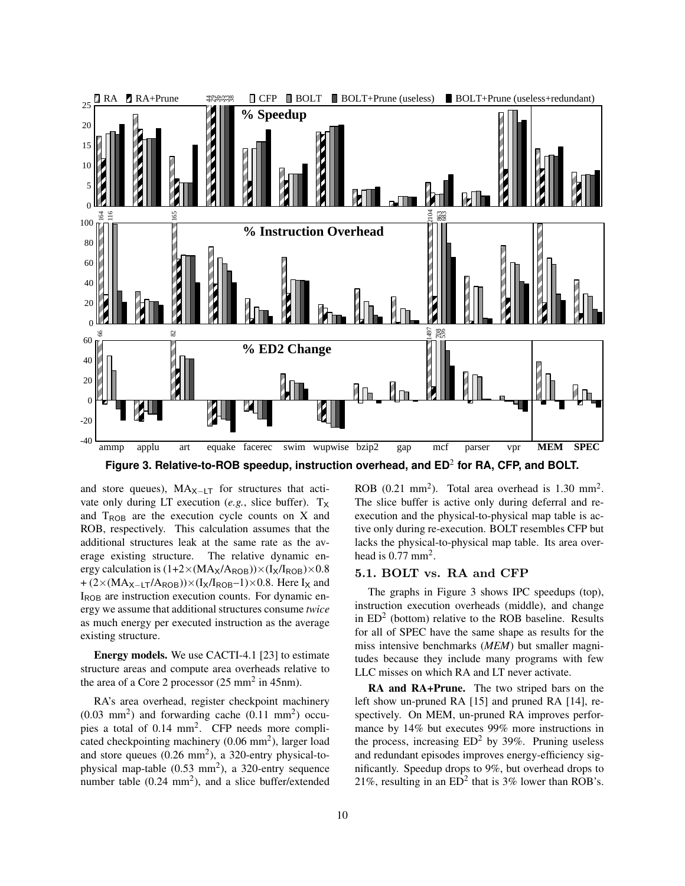Figure 3. Relative-to-ROB speedup, instruction overhead, and ED$^2$ for RA, CFP, and BOLT.

and store queues), $MA_{X-LT}$ for structures that activate only during LT execution (*e.g.*, slice buffer). $T_X$ and $T_{ROB}$ are the execution cycle counts on X and ROB, respectively. This calculation assumes that the additional structures leak at the same rate as the average existing structure. The relative dynamic energy calculation is $(1+2\times(MA_X/A_{ROB}))\times(I_X/I_{ROB})\times0.8 + (2\times(MA_{X-LT}/A_{ROB}))\times(I_X/I_{ROB}-1)\times0.8$. Here $I_X$ and $I_{ROB}$ are instruction execution counts. For dynamic energy we assume that additional structures consume *twice* as much energy per executed instruction as the average existing structure.

**Energy models.** We use CACTI-4.1 [23] to estimate structure areas and compute area overheads relative to the area of a Core 2 processor (25 mm$^2$ in 45nm).

RA's area overhead, register checkpoint machinery (0.03 mm$^2$) and forwarding cache (0.11 mm$^2$) occupies a total of 0.14 mm$^2$. CFP needs more complicated checkpointing machinery (0.06 mm$^2$), larger load and store queues (0.26 mm$^2$), a 320-entry physical-to-physical map-table (0.53 mm$^2$), a 320-entry sequence number table (0.24 mm$^2$), and a slice buffer/extended ROB (0.21 mm$^2$). Total area overhead is 1.30 mm$^2$. The slice buffer is active only during deferral and re-execution and the physical-to-physical map table is active only during re-execution. BOLT resembles CFP but lacks the physical-to-physical map table. Its area overhead is 0.77 mm$^2$.

### 5.1. BOLT vs. RA and CFP

The graphs in Figure 3 shows IPC speedups (top), instruction execution overheads (middle), and change in ED$^2$ (bottom) relative to the ROB baseline. Results for all of SPEC have the same shape as results for the miss intensive benchmarks (*MEM*) but smaller magnitudes because they include many programs with few LLC misses on which RA and LT never activate.

**RA and RA+Prune.** The two striped bars on the left show un-pruned RA [15] and pruned RA [14], respectively. On MEM, un-pruned RA improves performance by 14% but executes 99% more instructions in the process, increasing ED$^2$ by 39%. Pruning useless and redundant episodes improves energy-efficiency significantly. Speedup drops to 9%, but overhead drops to 21%, resulting in an ED$^2$ that is 3% lower than ROB's.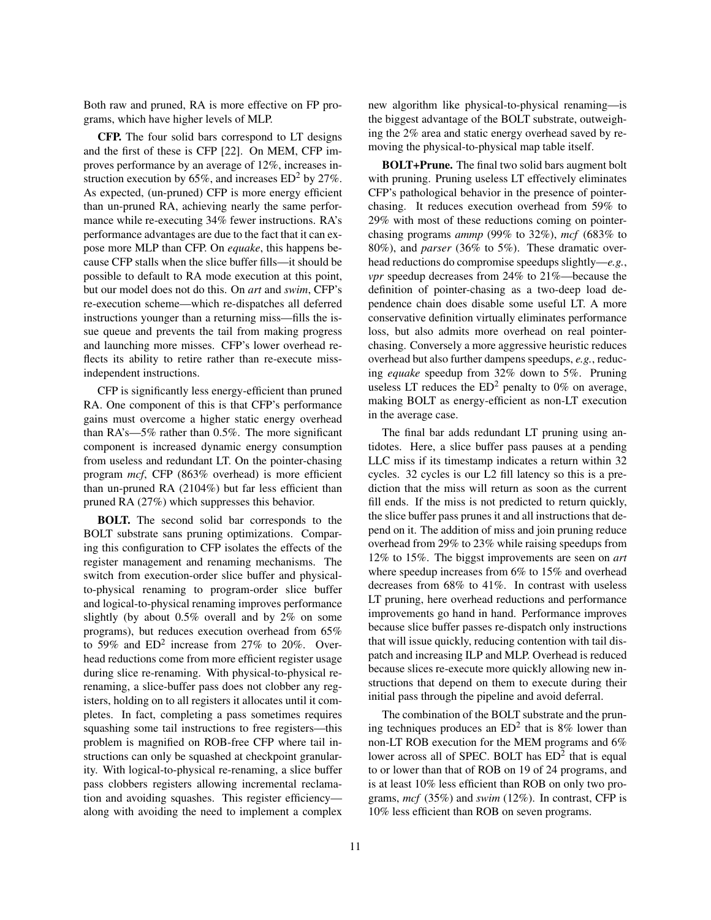Both raw and pruned, RA is more effective on FP programs, which have higher levels of MLP.

**CFP.** The four solid bars correspond to LT designs and the first of these is CFP [22]. On MEM, CFP improves performance by an average of 12%, increases instruction execution by 65%, and increases $ED^2$ by 27%. As expected, (un-pruned) CFP is more energy efficient than un-pruned RA, achieving nearly the same performance while re-executing 34% fewer instructions. RA's performance advantages are due to the fact that it can expose more MLP than CFP. On *equake*, this happens because CFP stalls when the slice buffer fills—it should be possible to default to RA mode execution at this point, but our model does not do this. On *art* and *swim*, CFP's re-execution scheme—which re-dispatches all deferred instructions younger than a returning miss—fills the issue queue and prevents the tail from making progress and launching more misses. CFP's lower overhead reflects its ability to retire rather than re-execute miss-independent instructions.

CFP is significantly less energy-efficient than pruned RA. One component of this is that CFP's performance gains must overcome a higher static energy overhead than RA's—5% rather than 0.5%. The more significant component is increased dynamic energy consumption from useless and redundant LT. On the pointer-chasing program *mcf*, CFP (863% overhead) is more efficient than un-pruned RA (2104%) but far less efficient than pruned RA (27%) which suppresses this behavior.

**BOLT.** The second solid bar corresponds to the BOLT substrate sans pruning optimizations. Comparing this configuration to CFP isolates the effects of the register management and renaming mechanisms. The switch from execution-order slice buffer and physical-to-physical renaming to program-order slice buffer and logical-to-physical renaming improves performance slightly (by about 0.5% overall and by 2% on some programs), but reduces execution overhead from 65% to 59% and $ED^2$ increase from 27% to 20%. Overhead reductions come from more efficient register usage during slice re-renaming. With physical-to-physical renaming, a slice-buffer pass does not clobber any registers, holding on to all registers it allocates until it completes. In fact, completing a pass sometimes requires squashing some tail instructions to free registers—this problem is magnified on ROB-free CFP where tail instructions can only be squashed at checkpoint granularity. With logical-to-physical re-renaming, a slice buffer pass clobbers registers allowing incremental reclamation and avoiding squashes. This register efficiency—along with avoiding the need to implement a complex new algorithm like physical-to-physical renaming—is the biggest advantage of the BOLT substrate, outweighing the 2% area and static energy overhead saved by removing the physical-to-physical map table itself.

**BOLT+Prune.** The final two solid bars augment bolt with pruning. Pruning useless LT effectively eliminates CFP's pathological behavior in the presence of pointer-chasing. It reduces execution overhead from 59% to 29% with most of these reductions coming on pointer-chasing programs *ammp* (99% to 32%), *mcf* (683% to 80%), and *parser* (36% to 5%). These dramatic overhead reductions do compromise speedups slightly—*e.g.*, *vpr* speedup decreases from 24% to 21%—because the definition of pointer-chasing as a two-deep load dependence chain does disable some useful LT. A more conservative definition virtually eliminates performance loss, but also admits more overhead on real pointer-chasing. Conversely a more aggressive heuristic reduces overhead but also further dampens speedups, *e.g.*, reducing *equake* speedup from 32% down to 5%. Pruning useless LT reduces the $ED^2$ penalty to 0% on average, making BOLT as energy-efficient as non-LT execution in the average case.

The final bar adds redundant LT pruning using antidotes. Here, a slice buffer pass pauses at a pending LLC miss if its timestamp indicates a return within 32 cycles. 32 cycles is our L2 fill latency so this is a prediction that the miss will return as soon as the current fill ends. If the miss is not predicted to return quickly, the slice buffer pass prunes it and all instructions that depend on it. The addition of miss and join pruning reduce overhead from 29% to 23% while raising speedups from 12% to 15%. The biggst improvements are seen on *art* where speedup increases from 6% to 15% and overhead decreases from 68% to 41%. In contrast with useless LT pruning, here overhead reductions and performance improvements go hand in hand. Performance improves because slice buffer passes re-dispatch only instructions that will issue quickly, reducing contention with tail dispatch and increasing ILP and MLP. Overhead is reduced because slices re-execute more quickly allowing new instructions that depend on them to execute during their initial pass through the pipeline and avoid deferral.

The combination of the BOLT substrate and the pruning techniques produces an $ED^2$ that is 8% lower than non-LT ROB execution for the MEM programs and 6% lower across all of SPEC. BOLT has $ED^2$ that is equal to or lower than that of ROB on 19 of 24 programs, and is at least 10% less efficient than ROB on only two programs, *mcf* (35%) and *swim* (12%). In contrast, CFP is 10% less efficient than ROB on seven programs.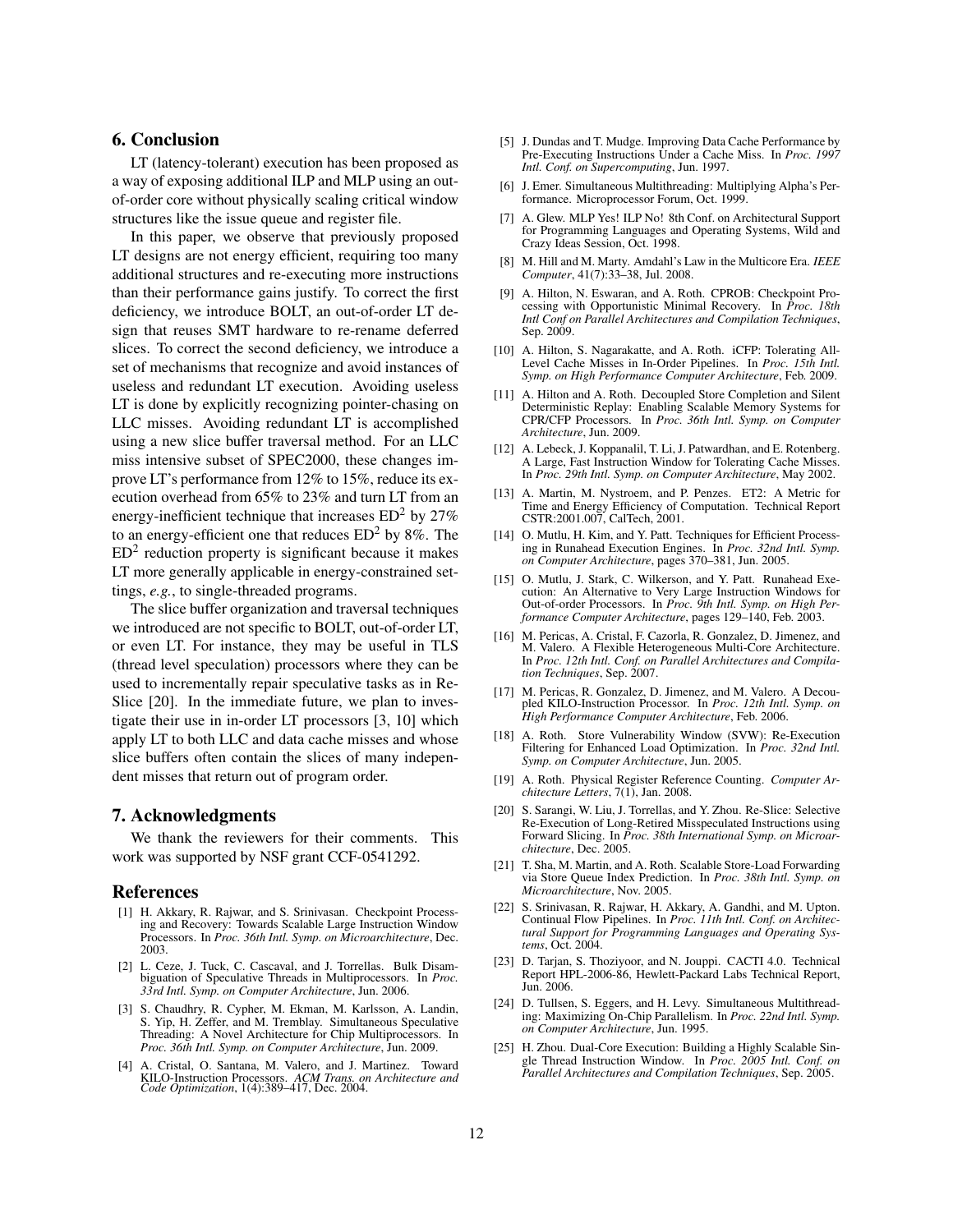## 6. Conclusion

LT (latency-tolerant) execution has been proposed as a way of exposing additional ILP and MLP using an out-of-order core without physically scaling critical window structures like the issue queue and register file.

In this paper, we observe that previously proposed LT designs are not energy efficient, requiring too many additional structures and re-executing more instructions than their performance gains justify. To correct the first deficiency, we introduce BOLT, an out-of-order LT design that reuses SMT hardware to re-rename deferred slices. To correct the second deficiency, we introduce a set of mechanisms that recognize and avoid instances of useless and redundant LT execution. Avoiding useless LT is done by explicitly recognizing pointer-chasing on LLC misses. Avoiding redundant LT is accomplished using a new slice buffer traversal method. For an LLC miss intensive subset of SPEC2000, these changes improve LT's performance from 12% to 15%, reduce its execution overhead from 65% to 23% and turn LT from an energy-inefficient technique that increases $ED^2$ by 27% to an energy-efficient one that reduces $ED^2$ by 8%. The $ED^2$ reduction property is significant because it makes LT more generally applicable in energy-constrained settings, *e.g.*, to single-threaded programs.

The slice buffer organization and traversal techniques we introduced are not specific to BOLT, out-of-order LT, or even LT. For instance, they may be useful in TLS (thread level speculation) processors where they can be used to incrementally repair speculative tasks as in Re-Slice [20]. In the immediate future, we plan to investigate their use in in-order LT processors [3, 10] which apply LT to both LLC and data cache misses and whose slice buffers often contain the slices of many independent misses that return out of program order.

## 7. Acknowledgments

We thank the reviewers for their comments. This work was supported by NSF grant CCF-0541292.

## References

[1] H. Akkary, R. Rajwar, and S. Srinivasan. Checkpoint Processing and Recovery: Towards Scalable Large Instruction Window Processors. In *Proc. 36th Intl. Symp. on Microarchitecture*, Dec. 2003.

[2] L. Ceze, J. Tuck, C. Cascaval, and J. Torrellas. Bulk Disambiguation of Speculative Threads in Multiprocessors. In *Proc. 33rd Intl. Symp. on Computer Architecture*, Jun. 2006.

[3] S. Chaudhry, R. Cypher, M. Ekman, M. Karlsson, A. Landin, S. Yip, H. Zeffer, and M. Tremblay. Simultaneous Speculative Threading: A Novel Architecture for Chip Multiprocessors. In *Proc. 36th Intl. Symp. on Computer Architecture*, Jun. 2009.

[4] A. Cristal, O. Santana, M. Valero, and J. Martinez. Toward KILO-Instruction Processors. *ACM Trans. on Architecture and Code Optimization*, 1(4):389–417, Dec. 2004.

[5] J. Dundas and T. Mudge. Improving Data Cache Performance by Pre-Executing Instructions Under a Cache Miss. In *Proc. 1997 Intl. Conf. on Supercomputing*, Jun. 1997.

[6] J. Emer. Simultaneous Multithreading: Multiplying Alpha's Performance. Microprocessor Forum, Oct. 1999.

[7] A. Glew. MLP Yes! ILP No! 8th Conf. on Architectural Support for Programming Languages and Operating Systems, Wild and Crazy Ideas Session, Oct. 1998.

[8] M. Hill and M. Marty. Amdahl's Law in the Multicore Era. *IEEE Computer*, 41(7):33–38, Jul. 2008.

[9] A. Hilton, N. Eswaran, and A. Roth. CPROB: Checkpoint Processing with Opportunistic Minimal Recovery. In *Proc. 18th Intl Conf on Parallel Architectures and Compilation Techniques*, Sep. 2009.

[10] A. Hilton, S. Nagarakatte, and A. Roth. iCFP: Tolerating All-Level Cache Misses in In-Order Pipelines. In *Proc. 15th Intl. Symp. on High Performance Computer Architecture*, Feb. 2009.

[11] A. Hilton and A. Roth. Decoupled Store Completion and Silent Deterministic Replay: Enabling Scalable Memory Systems for CPR/CFP Processors. In *Proc. 36th Intl. Symp. on Computer Architecture*, Jun. 2009.

[12] A. Lebeck, J. Koppanalil, T. Li, J. Patwardhan, and E. Rotenberg. A Large, Fast Instruction Window for Tolerating Cache Misses. In *Proc. 29th Intl. Symp. on Computer Architecture*, May 2002.

[13] A. Martin, M. Nystroem, and P. Penzes. ET2: A Metric for Time and Energy Efficiency of Computation. Technical Report CSTR:2001.007, CalTech, 2001.

[14] O. Mutlu, H. Kim, and Y. Patt. Techniques for Efficient Processing in Runahead Execution Engines. In *Proc. 32nd Intl. Symp. on Computer Architecture*, pages 370–381, Jun. 2005.

[15] O. Mutlu, J. Stark, C. Wilkerson, and Y. Patt. Runahead Execution: An Alternative to Very Large Instruction Windows for Out-of-order Processors. In *Proc. 9th Intl. Symp. on High Performance Computer Architecture*, pages 129–140, Feb. 2003.

[16] M. Pericas, A. Cristal, F. Cazorla, R. Gonzalez, D. Jimenez, and M. Valero. A Flexible Heterogeneous Multi-Core Architecture. In *Proc. 12th Intl. Conf. on Parallel Architectures and Compilation Techniques*, Sep. 2007.

[17] M. Pericas, R. Gonzalez, D. Jimenez, and M. Valero. A Decoupled KILO-Instruction Processor. In *Proc. 12th Intl. Symp. on High Performance Computer Architecture*, Feb. 2006.

[18] A. Roth. Store Vulnerability Window (SVW): Re-Execution Filtering for Enhanced Load Optimization. In *Proc. 32nd Intl. Symp. on Computer Architecture*, Jun. 2005.

[19] A. Roth. Physical Register Reference Counting. *Computer Architecture Letters*, 7(1), Jan. 2008.

[20] S. Sarangi, W. Liu, J. Torrellas, and Y. Zhou. Re-Slice: Selective Re-Execution of Long-Retired Misspeculated Instructions using Forward Slicing. In *Proc. 38th International Symp. on Microarchitecture*, Dec. 2005.

[21] T. Sha, M. Martin, and A. Roth. Scalable Store-Load Forwarding via Store Queue Index Prediction. In *Proc. 38th Intl. Symp. on Microarchitecture*, Nov. 2005.

[22] S. Srinivasan, R. Rajwar, H. Akkary, A. Gandhi, and M. Upton. Continual Flow Pipelines. In *Proc. 11th Intl. Conf. on Architectural Support for Programming Languages and Operating Systems*, Oct. 2004.

[23] D. Tarjan, S. Thoziyoor, and N. Jouppi. CACTI 4.0. Technical Report HPL-2006-86, Hewlett-Packard Labs Technical Report, Jun. 2006.

[24] D. Tullsen, S. Eggers, and H. Levy. Simultaneous Multithreading: Maximizing On-Chip Parallelism. In *Proc. 22nd Intl. Symp. on Computer Architecture*, Jun. 1995.

[25] H. Zhou. Dual-Core Execution: Building a Highly Scalable Single Thread Instruction Window. In *Proc. 2005 Intl. Conf. on Parallel Architectures and Compilation Techniques*, Sep. 2005.